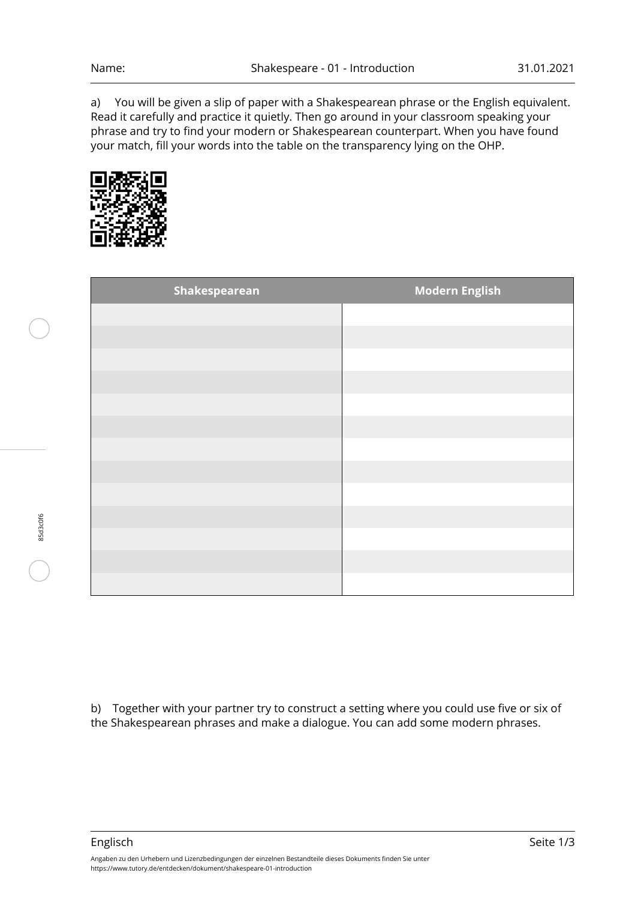Name:

a) You will be given a slip of paper with a Shakespearean phrase or the English equivalent. Read it carefully and practice it quietly. Then go around in your classroom speaking your phrase and try to find your modern or Shakespearean counterpart. When you have found your match, fill your words into the table on the transparency lying on the OHP.

| Shakespearean | Modern English |
|---|---|
| | |
| | |
| | |
| | |
| | |
| | |
| | |
| | |
| | |
| | |
| | |
| | |
| | |

b) Together with your partner try to construct a setting where you could use five or six of the Shakespearean phrases and make a dialogue. You can add some modern phrases.

Angaben zu den Urhebern und Lizenzbedingungen der einzelnen Bestandteile dieses Dokuments finden Sie unter https://www.tutory.de/entdecken/dokument/shakespeare-01-introduction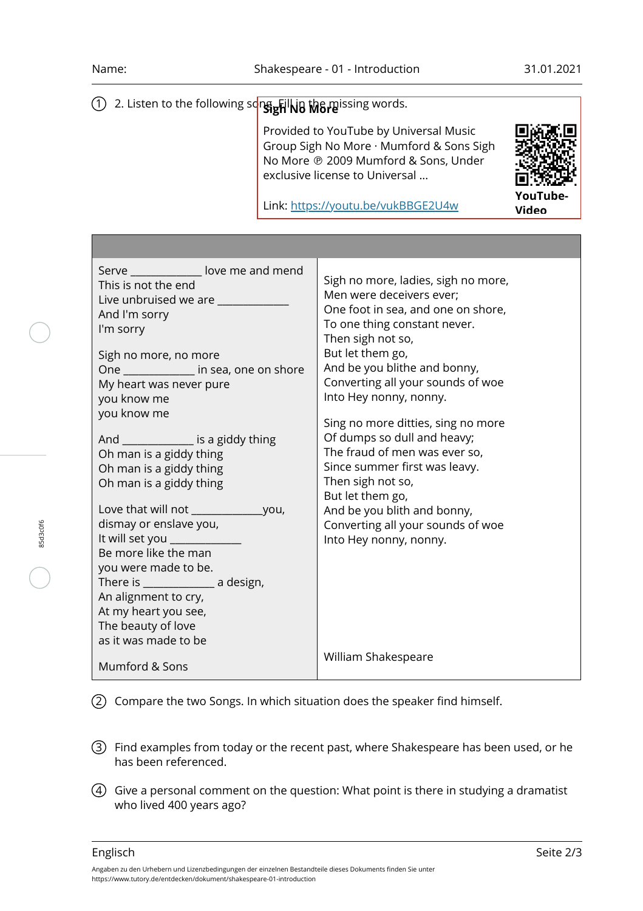① 2. Listen to the following song. Fill in the missing words.

**Sigh No More**

Provided to YouTube by Universal Music Group Sigh No More · Mumford & Sons Sigh No More ℗ 2009 Mumford & Sons, Under exclusive license to Universal ...

Link: https://youtu.be/vukBBGE2U4w

**YouTube-Video**

| | |
|---|---|
| Serve ____________ love me and mend<br>This is not the end<br>Live unbruised we are ____________<br>And I'm sorry<br>I'm sorry<br><br>Sigh no more, no more<br>One ____________ in sea, one on shore<br>My heart was never pure<br>you know me<br>you know me<br><br>And ____________ is a giddy thing<br>Oh man is a giddy thing<br>Oh man is a giddy thing<br>Oh man is a giddy thing<br><br>Love that will not ____________you,<br>dismay or enslave you,<br>It will set you ____________<br>Be more like the man<br>you were made to be.<br>There is ____________ a design,<br>An alignment to cry,<br>At my heart you see,<br>The beauty of love<br>as it was made to be<br><br>Mumford & Sons | Sigh no more, ladies, sigh no more,<br>Men were deceivers ever;<br>One foot in sea, and one on shore,<br>To one thing constant never.<br>Then sigh not so,<br>But let them go,<br>And be you blithe and bonny,<br>Converting all your sounds of woe<br>Into Hey nonny, nonny.<br><br>Sing no more ditties, sing no more<br>Of dumps so dull and heavy;<br>The fraud of men was ever so,<br>Since summer first was leavy.<br>Then sigh not so,<br>But let them go,<br>And be you blith and bonny,<br>Converting all your sounds of woe<br>Into Hey nonny, nonny.<br><br>William Shakespeare |

② Compare the two Songs. In which situation does the speaker find himself.

③ Find examples from today or the recent past, where Shakespeare has been used, or he has been referenced.

④ Give a personal comment on the question: What point is there in studying a dramatist who lived 400 years ago?